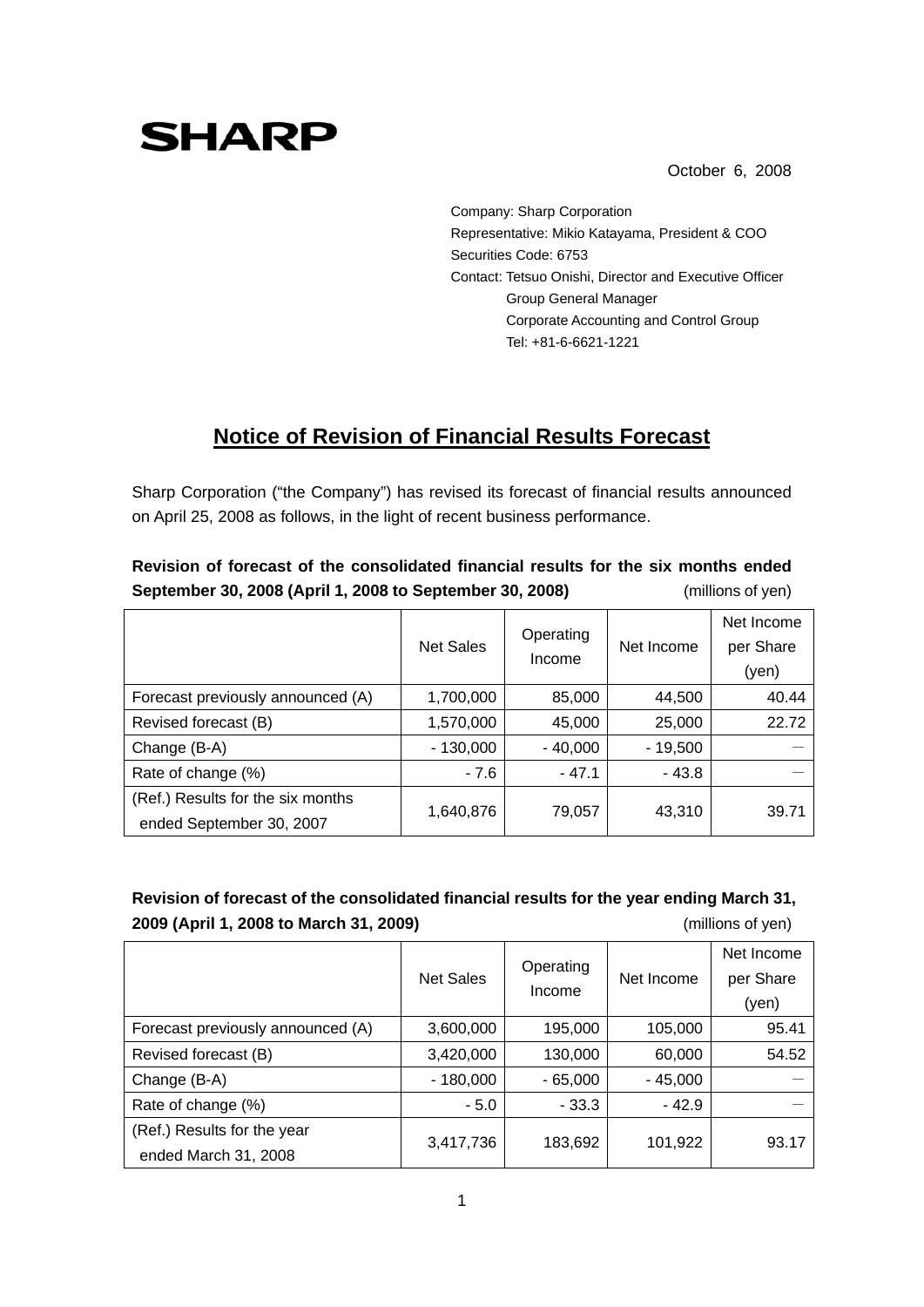**SHARP**

October 6, 2008

Company: Sharp Corporation
Representative: Mikio Katayama, President & COO
Securities Code: 6753
Contact: Tetsuo Onishi, Director and Executive Officer
Group General Manager
Corporate Accounting and Control Group
Tel: +81-6-6621-1221

# Notice of Revision of Financial Results Forecast

Sharp Corporation ("the Company") has revised its forecast of financial results announced on April 25, 2008 as follows, in the light of recent business performance.

**Revision of forecast of the consolidated financial results for the six months ended September 30, 2008 (April 1, 2008 to September 30, 2008)** (millions of yen)

| | Net Sales | Operating Income | Net Income | Net Income per Share (yen) |
|---|---|---|---|---|
| Forecast previously announced (A) | 1,700,000 | 85,000 | 44,500 | 40.44 |
| Revised forecast (B) | 1,570,000 | 45,000 | 25,000 | 22.72 |
| Change (B-A) | - 130,000 | - 40,000 | - 19,500 | — |
| Rate of change (%) | - 7.6 | - 47.1 | - 43.8 | — |
| (Ref.) Results for the six months ended September 30, 2007 | 1,640,876 | 79,057 | 43,310 | 39.71 |

**Revision of forecast of the consolidated financial results for the year ending March 31, 2009 (April 1, 2008 to March 31, 2009)** (millions of yen)

| | Net Sales | Operating Income | Net Income | Net Income per Share (yen) |
|---|---|---|---|---|
| Forecast previously announced (A) | 3,600,000 | 195,000 | 105,000 | 95.41 |
| Revised forecast (B) | 3,420,000 | 130,000 | 60,000 | 54.52 |
| Change (B-A) | - 180,000 | - 65,000 | - 45,000 | — |
| Rate of change (%) | - 5.0 | - 33.3 | - 42.9 | — |
| (Ref.) Results for the year ended March 31, 2008 | 3,417,736 | 183,692 | 101,922 | 93.17 |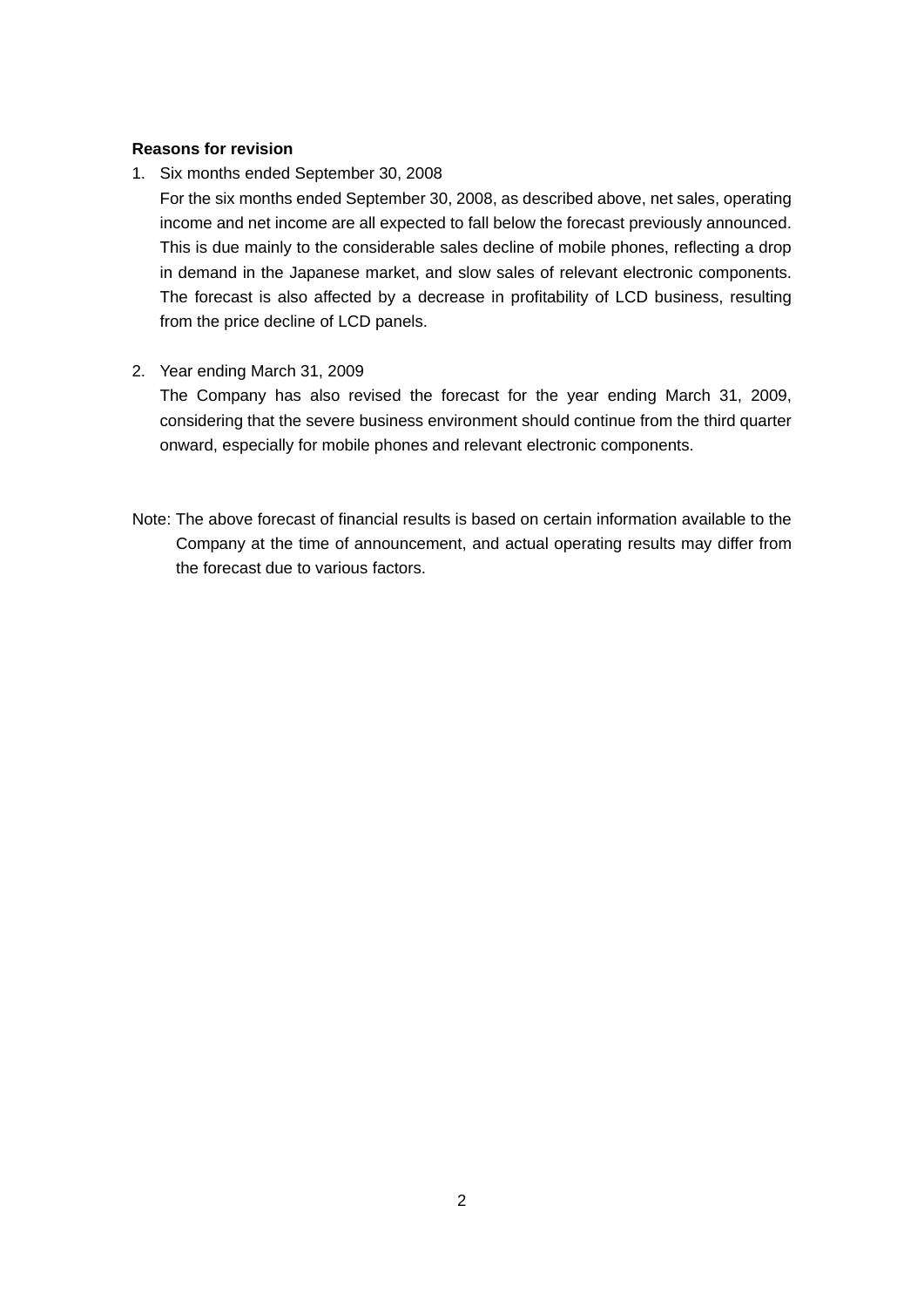**Reasons for revision**

1. Six months ended September 30, 2008

   For the six months ended September 30, 2008, as described above, net sales, operating income and net income are all expected to fall below the forecast previously announced. This is due mainly to the considerable sales decline of mobile phones, reflecting a drop in demand in the Japanese market, and slow sales of relevant electronic components. The forecast is also affected by a decrease in profitability of LCD business, resulting from the price decline of LCD panels.

2. Year ending March 31, 2009

   The Company has also revised the forecast for the year ending March 31, 2009, considering that the severe business environment should continue from the third quarter onward, especially for mobile phones and relevant electronic components.

Note: The above forecast of financial results is based on certain information available to the Company at the time of announcement, and actual operating results may differ from the forecast due to various factors.